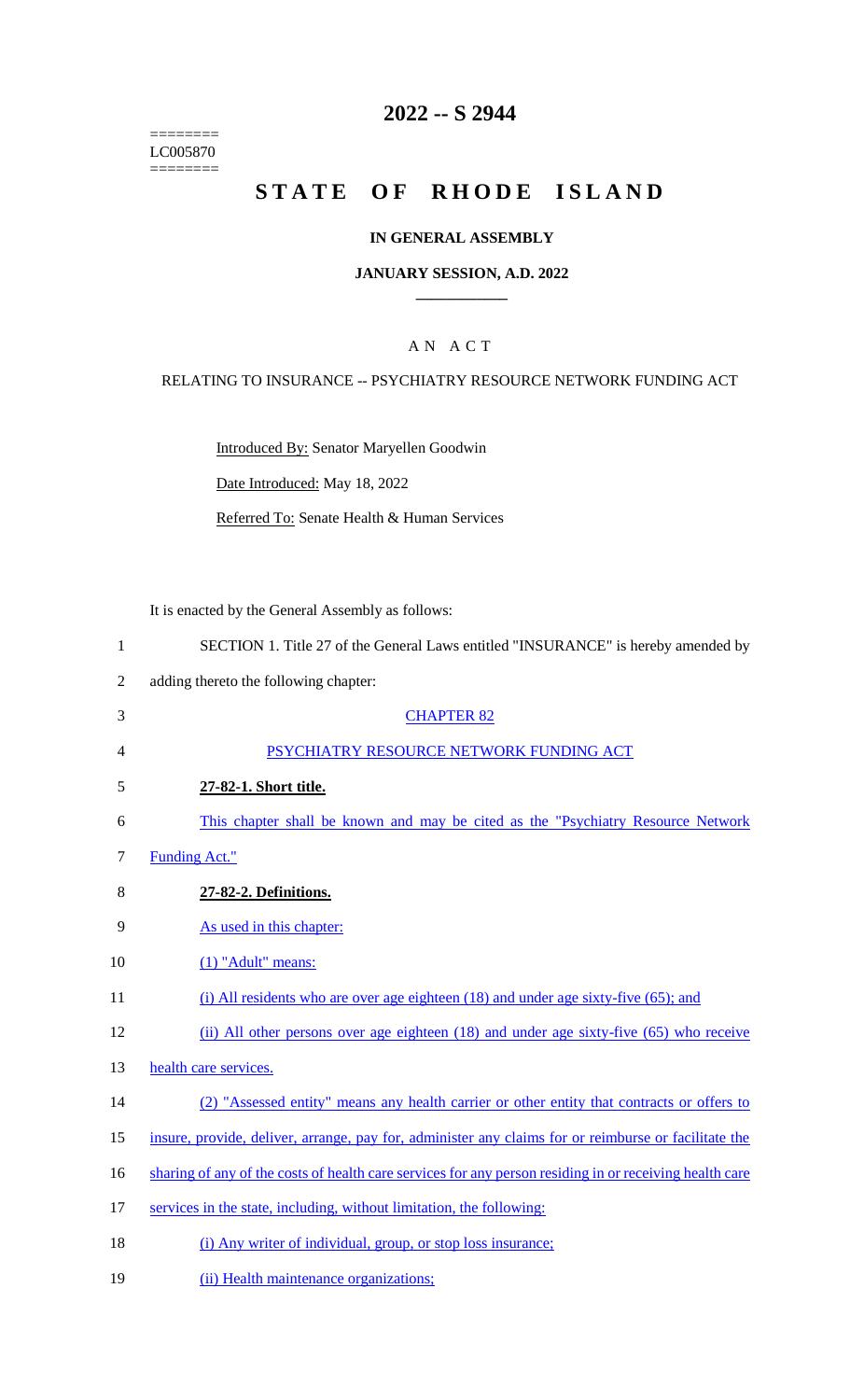========
LC005870
========

# 2022 -- S 2944

# STATE OF RHODE ISLAND

## IN GENERAL ASSEMBLY

## JANUARY SESSION, A.D. 2022

## A N A C T

RELATING TO INSURANCE -- PSYCHIATRY RESOURCE NETWORK FUNDING ACT

Introduced By: Senator Maryellen Goodwin

Date Introduced: May 18, 2022

Referred To: Senate Health & Human Services

It is enacted by the General Assembly as follows:

SECTION 1. Title 27 of the General Laws entitled "INSURANCE" is hereby amended by adding thereto the following chapter:

CHAPTER 82

PSYCHIATRY RESOURCE NETWORK FUNDING ACT

**27-82-1. Short title.**

This chapter shall be known and may be cited as the "Psychiatry Resource Network Funding Act."

**27-82-2. Definitions.**

As used in this chapter:

(1) "Adult" means:

(i) All residents who are over age eighteen (18) and under age sixty-five (65); and

(ii) All other persons over age eighteen (18) and under age sixty-five (65) who receive health care services.

(2) "Assessed entity" means any health carrier or other entity that contracts or offers to insure, provide, deliver, arrange, pay for, administer any claims for or reimburse or facilitate the sharing of any of the costs of health care services for any person residing in or receiving health care services in the state, including, without limitation, the following:

(i) Any writer of individual, group, or stop loss insurance;

(ii) Health maintenance organizations;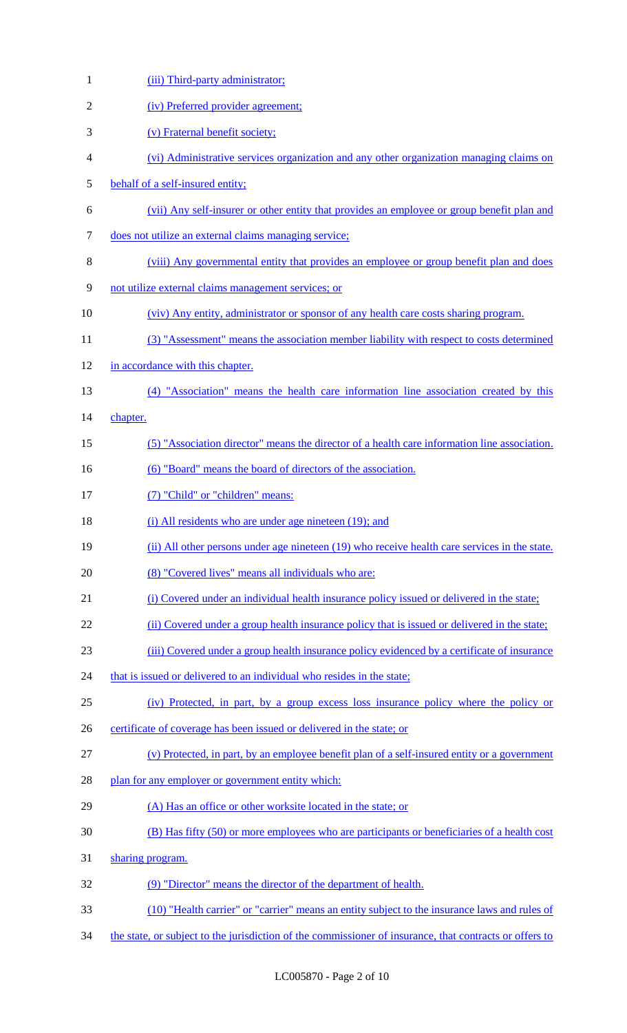(iii) Third-party administrator;

(iv) Preferred provider agreement;

(v) Fraternal benefit society;

(vi) Administrative services organization and any other organization managing claims on behalf of a self-insured entity;

(vii) Any self-insurer or other entity that provides an employee or group benefit plan and does not utilize an external claims managing service;

(viii) Any governmental entity that provides an employee or group benefit plan and does not utilize external claims management services; or

(viv) Any entity, administrator or sponsor of any health care costs sharing program.

(3) "Assessment" means the association member liability with respect to costs determined in accordance with this chapter.

(4) "Association" means the health care information line association created by this chapter.

(5) "Association director" means the director of a health care information line association.

(6) "Board" means the board of directors of the association.

(7) "Child" or "children" means:

(i) All residents who are under age nineteen (19); and

(ii) All other persons under age nineteen (19) who receive health care services in the state.

(8) "Covered lives" means all individuals who are:

(i) Covered under an individual health insurance policy issued or delivered in the state;

(ii) Covered under a group health insurance policy that is issued or delivered in the state;

(iii) Covered under a group health insurance policy evidenced by a certificate of insurance that is issued or delivered to an individual who resides in the state;

(iv) Protected, in part, by a group excess loss insurance policy where the policy or certificate of coverage has been issued or delivered in the state; or

(v) Protected, in part, by an employee benefit plan of a self-insured entity or a government plan for any employer or government entity which:

(A) Has an office or other worksite located in the state; or

(B) Has fifty (50) or more employees who are participants or beneficiaries of a health cost sharing program.

(9) "Director" means the director of the department of health.

(10) "Health carrier" or "carrier" means an entity subject to the insurance laws and rules of the state, or subject to the jurisdiction of the commissioner of insurance, that contracts or offers to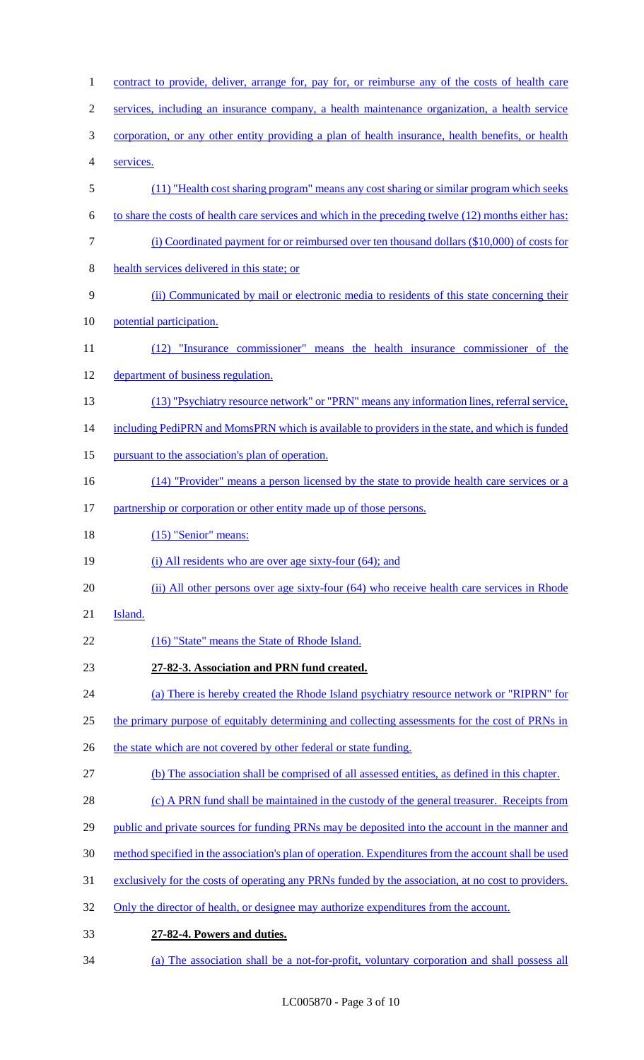contract to provide, deliver, arrange for, pay for, or reimburse any of the costs of health care services, including an insurance company, a health maintenance organization, a health service corporation, or any other entity providing a plan of health insurance, health benefits, or health services.

(11) "Health cost sharing program" means any cost sharing or similar program which seeks to share the costs of health care services and which in the preceding twelve (12) months either has:

(i) Coordinated payment for or reimbursed over ten thousand dollars ($10,000) of costs for health services delivered in this state; or

(ii) Communicated by mail or electronic media to residents of this state concerning their potential participation.

(12) "Insurance commissioner" means the health insurance commissioner of the department of business regulation.

(13) "Psychiatry resource network" or "PRN" means any information lines, referral service, including PediPRN and MomsPRN which is available to providers in the state, and which is funded pursuant to the association's plan of operation.

(14) "Provider" means a person licensed by the state to provide health care services or a partnership or corporation or other entity made up of those persons.

(15) "Senior" means:

(i) All residents who are over age sixty-four (64); and

(ii) All other persons over age sixty-four (64) who receive health care services in Rhode Island.

(16) "State" means the State of Rhode Island.

**27-82-3. Association and PRN fund created.**

(a) There is hereby created the Rhode Island psychiatry resource network or "RIPRN" for the primary purpose of equitably determining and collecting assessments for the cost of PRNs in the state which are not covered by other federal or state funding.

(b) The association shall be comprised of all assessed entities, as defined in this chapter.

(c) A PRN fund shall be maintained in the custody of the general treasurer. Receipts from public and private sources for funding PRNs may be deposited into the account in the manner and method specified in the association's plan of operation. Expenditures from the account shall be used exclusively for the costs of operating any PRNs funded by the association, at no cost to providers. Only the director of health, or designee may authorize expenditures from the account.

**27-82-4. Powers and duties.**

(a) The association shall be a not-for-profit, voluntary corporation and shall possess all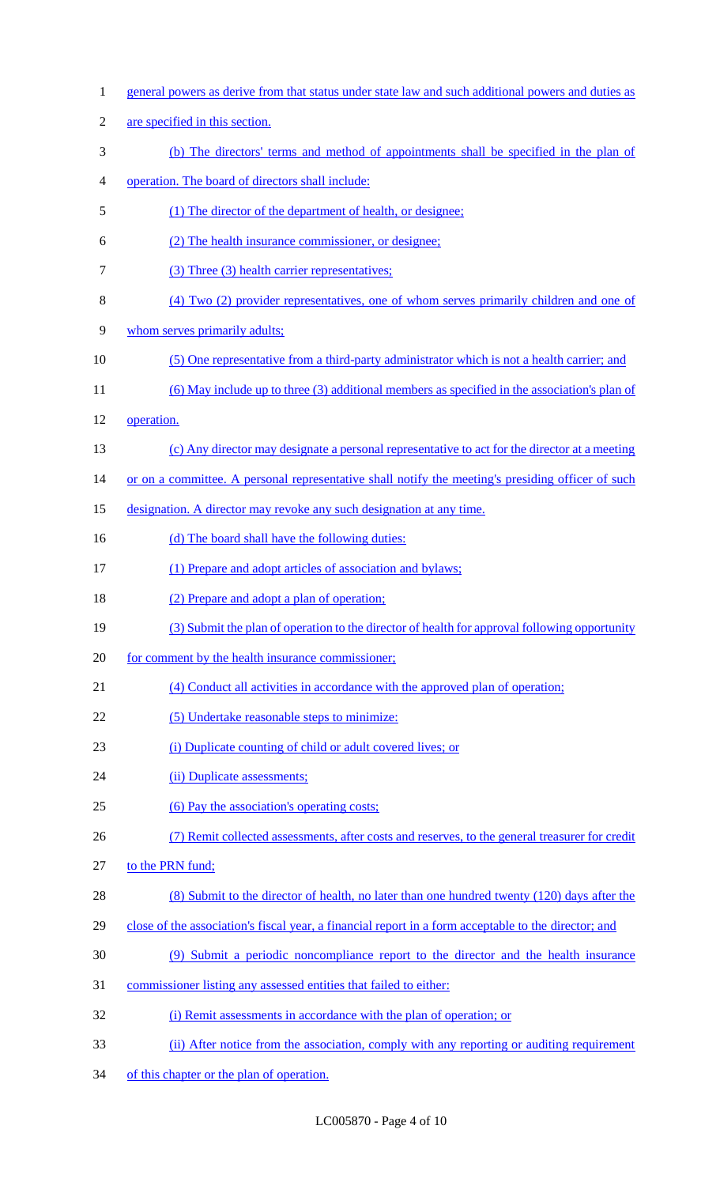general powers as derive from that status under state law and such additional powers and duties as are specified in this section.

(b) The directors' terms and method of appointments shall be specified in the plan of operation. The board of directors shall include:

(1) The director of the department of health, or designee;

(2) The health insurance commissioner, or designee;

(3) Three (3) health carrier representatives;

(4) Two (2) provider representatives, one of whom serves primarily children and one of whom serves primarily adults;

(5) One representative from a third-party administrator which is not a health carrier; and

(6) May include up to three (3) additional members as specified in the association's plan of operation.

(c) Any director may designate a personal representative to act for the director at a meeting or on a committee. A personal representative shall notify the meeting's presiding officer of such designation. A director may revoke any such designation at any time.

(d) The board shall have the following duties:

(1) Prepare and adopt articles of association and bylaws;

(2) Prepare and adopt a plan of operation;

(3) Submit the plan of operation to the director of health for approval following opportunity for comment by the health insurance commissioner;

(4) Conduct all activities in accordance with the approved plan of operation;

(5) Undertake reasonable steps to minimize:

(i) Duplicate counting of child or adult covered lives; or

(ii) Duplicate assessments;

(6) Pay the association's operating costs;

(7) Remit collected assessments, after costs and reserves, to the general treasurer for credit to the PRN fund;

(8) Submit to the director of health, no later than one hundred twenty (120) days after the close of the association's fiscal year, a financial report in a form acceptable to the director; and

(9) Submit a periodic noncompliance report to the director and the health insurance commissioner listing any assessed entities that failed to either:

(i) Remit assessments in accordance with the plan of operation; or

(ii) After notice from the association, comply with any reporting or auditing requirement of this chapter or the plan of operation.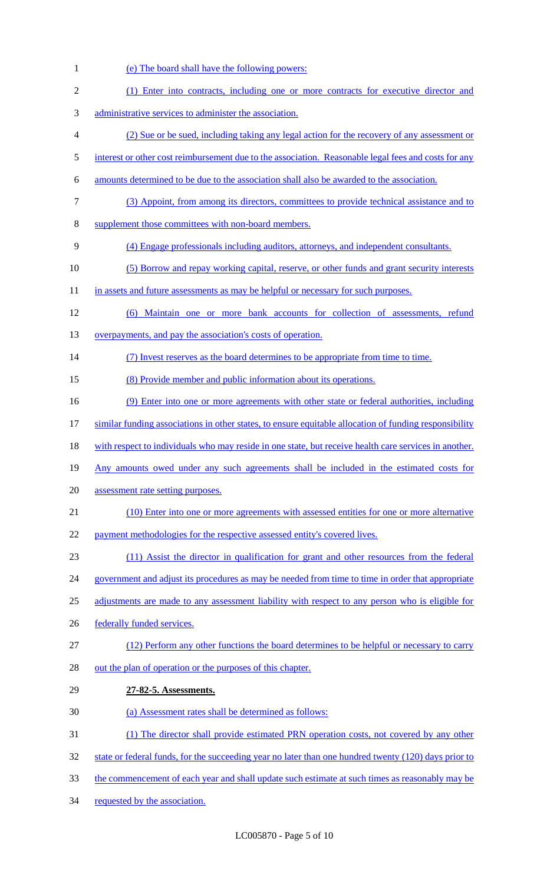(e) The board shall have the following powers:

(1) Enter into contracts, including one or more contracts for executive director and administrative services to administer the association.

(2) Sue or be sued, including taking any legal action for the recovery of any assessment or interest or other cost reimbursement due to the association. Reasonable legal fees and costs for any amounts determined to be due to the association shall also be awarded to the association.

(3) Appoint, from among its directors, committees to provide technical assistance and to supplement those committees with non-board members.

(4) Engage professionals including auditors, attorneys, and independent consultants.

(5) Borrow and repay working capital, reserve, or other funds and grant security interests in assets and future assessments as may be helpful or necessary for such purposes.

(6) Maintain one or more bank accounts for collection of assessments, refund overpayments, and pay the association's costs of operation.

(7) Invest reserves as the board determines to be appropriate from time to time.

(8) Provide member and public information about its operations.

(9) Enter into one or more agreements with other state or federal authorities, including similar funding associations in other states, to ensure equitable allocation of funding responsibility with respect to individuals who may reside in one state, but receive health care services in another. Any amounts owed under any such agreements shall be included in the estimated costs for assessment rate setting purposes.

(10) Enter into one or more agreements with assessed entities for one or more alternative payment methodologies for the respective assessed entity's covered lives.

(11) Assist the director in qualification for grant and other resources from the federal government and adjust its procedures as may be needed from time to time in order that appropriate adjustments are made to any assessment liability with respect to any person who is eligible for federally funded services.

(12) Perform any other functions the board determines to be helpful or necessary to carry out the plan of operation or the purposes of this chapter.

**27-82-5. Assessments.**

(a) Assessment rates shall be determined as follows:

(1) The director shall provide estimated PRN operation costs, not covered by any other state or federal funds, for the succeeding year no later than one hundred twenty (120) days prior to the commencement of each year and shall update such estimate at such times as reasonably may be requested by the association.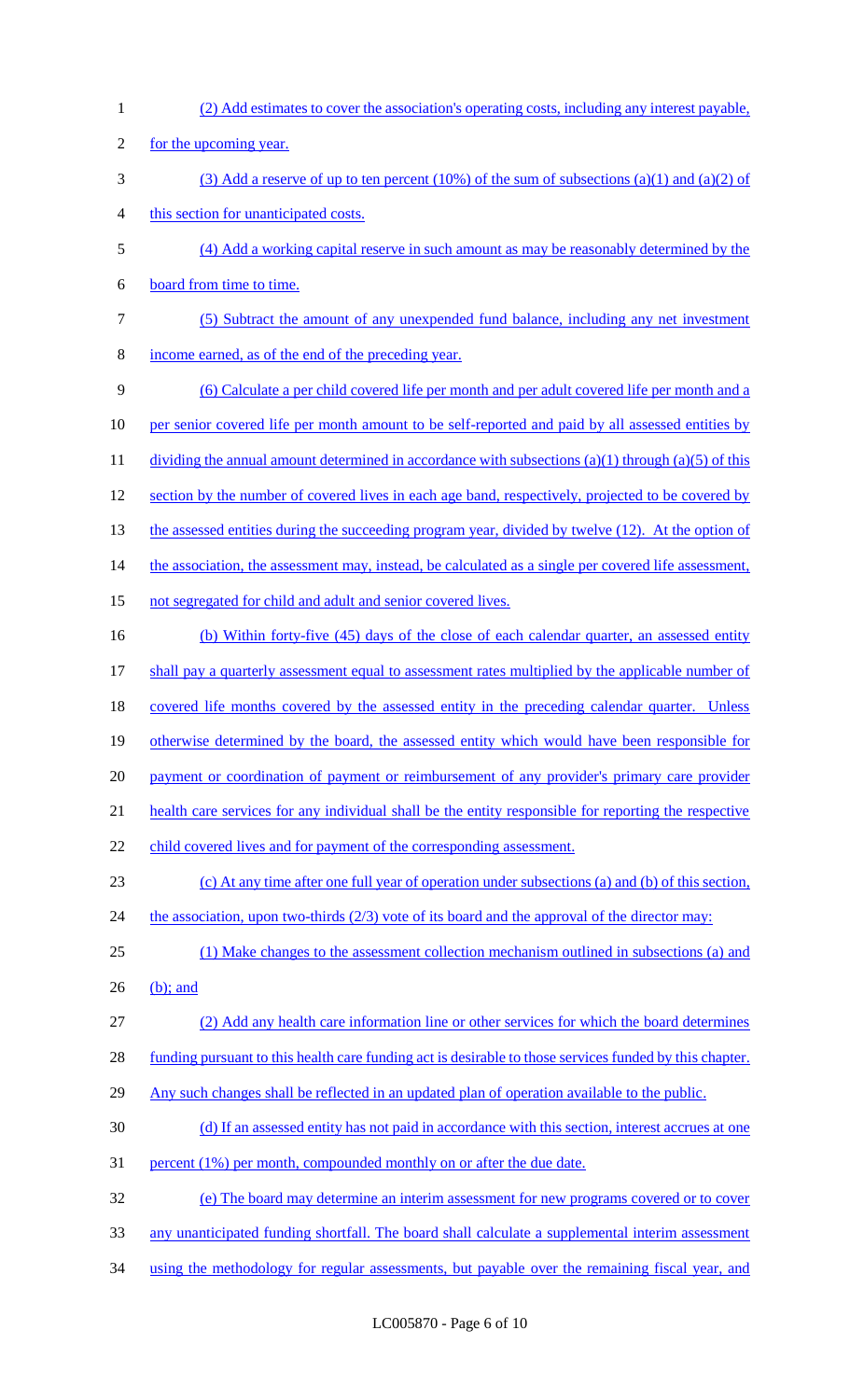(2) Add estimates to cover the association's operating costs, including any interest payable, for the upcoming year.

(3) Add a reserve of up to ten percent (10%) of the sum of subsections (a)(1) and (a)(2) of this section for unanticipated costs.

(4) Add a working capital reserve in such amount as may be reasonably determined by the board from time to time.

(5) Subtract the amount of any unexpended fund balance, including any net investment income earned, as of the end of the preceding year.

(6) Calculate a per child covered life per month and per adult covered life per month and a per senior covered life per month amount to be self-reported and paid by all assessed entities by dividing the annual amount determined in accordance with subsections (a)(1) through (a)(5) of this section by the number of covered lives in each age band, respectively, projected to be covered by the assessed entities during the succeeding program year, divided by twelve (12). At the option of the association, the assessment may, instead, be calculated as a single per covered life assessment, not segregated for child and adult and senior covered lives.

(b) Within forty-five (45) days of the close of each calendar quarter, an assessed entity shall pay a quarterly assessment equal to assessment rates multiplied by the applicable number of covered life months covered by the assessed entity in the preceding calendar quarter. Unless otherwise determined by the board, the assessed entity which would have been responsible for payment or coordination of payment or reimbursement of any provider's primary care provider health care services for any individual shall be the entity responsible for reporting the respective child covered lives and for payment of the corresponding assessment.

(c) At any time after one full year of operation under subsections (a) and (b) of this section, the association, upon two-thirds (2/3) vote of its board and the approval of the director may:

(1) Make changes to the assessment collection mechanism outlined in subsections (a) and (b); and

(2) Add any health care information line or other services for which the board determines funding pursuant to this health care funding act is desirable to those services funded by this chapter. Any such changes shall be reflected in an updated plan of operation available to the public.

(d) If an assessed entity has not paid in accordance with this section, interest accrues at one percent (1%) per month, compounded monthly on or after the due date.

(e) The board may determine an interim assessment for new programs covered or to cover any unanticipated funding shortfall. The board shall calculate a supplemental interim assessment using the methodology for regular assessments, but payable over the remaining fiscal year, and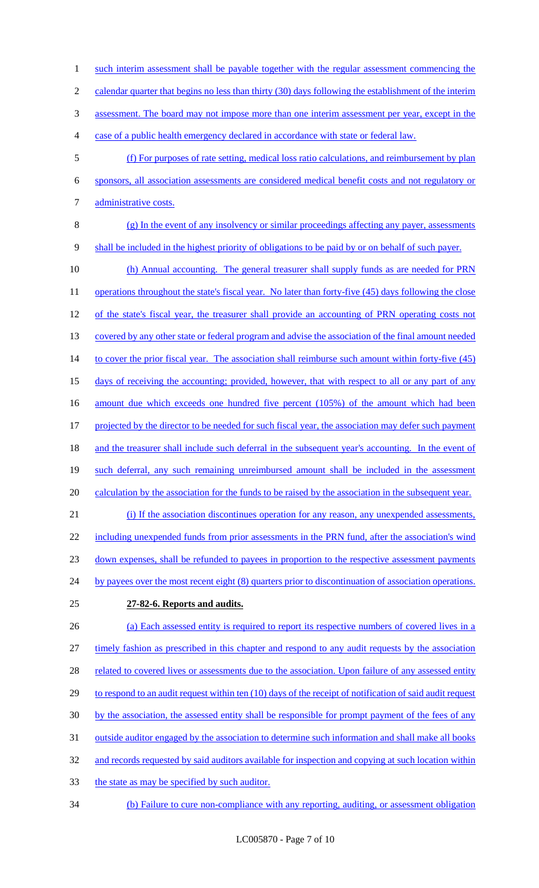such interim assessment shall be payable together with the regular assessment commencing the calendar quarter that begins no less than thirty (30) days following the establishment of the interim assessment. The board may not impose more than one interim assessment per year, except in the case of a public health emergency declared in accordance with state or federal law.

(f) For purposes of rate setting, medical loss ratio calculations, and reimbursement by plan sponsors, all association assessments are considered medical benefit costs and not regulatory or administrative costs.

(g) In the event of any insolvency or similar proceedings affecting any payer, assessments shall be included in the highest priority of obligations to be paid by or on behalf of such payer.

(h) Annual accounting. The general treasurer shall supply funds as are needed for PRN operations throughout the state's fiscal year. No later than forty-five (45) days following the close of the state's fiscal year, the treasurer shall provide an accounting of PRN operating costs not covered by any other state or federal program and advise the association of the final amount needed to cover the prior fiscal year. The association shall reimburse such amount within forty-five (45) days of receiving the accounting; provided, however, that with respect to all or any part of any amount due which exceeds one hundred five percent (105%) of the amount which had been projected by the director to be needed for such fiscal year, the association may defer such payment and the treasurer shall include such deferral in the subsequent year's accounting. In the event of such deferral, any such remaining unreimbursed amount shall be included in the assessment calculation by the association for the funds to be raised by the association in the subsequent year.

(i) If the association discontinues operation for any reason, any unexpended assessments, including unexpended funds from prior assessments in the PRN fund, after the association's wind down expenses, shall be refunded to payees in proportion to the respective assessment payments by payees over the most recent eight (8) quarters prior to discontinuation of association operations.

**27-82-6. Reports and audits.**

(a) Each assessed entity is required to report its respective numbers of covered lives in a timely fashion as prescribed in this chapter and respond to any audit requests by the association related to covered lives or assessments due to the association. Upon failure of any assessed entity to respond to an audit request within ten (10) days of the receipt of notification of said audit request by the association, the assessed entity shall be responsible for prompt payment of the fees of any outside auditor engaged by the association to determine such information and shall make all books and records requested by said auditors available for inspection and copying at such location within the state as may be specified by such auditor.

(b) Failure to cure non-compliance with any reporting, auditing, or assessment obligation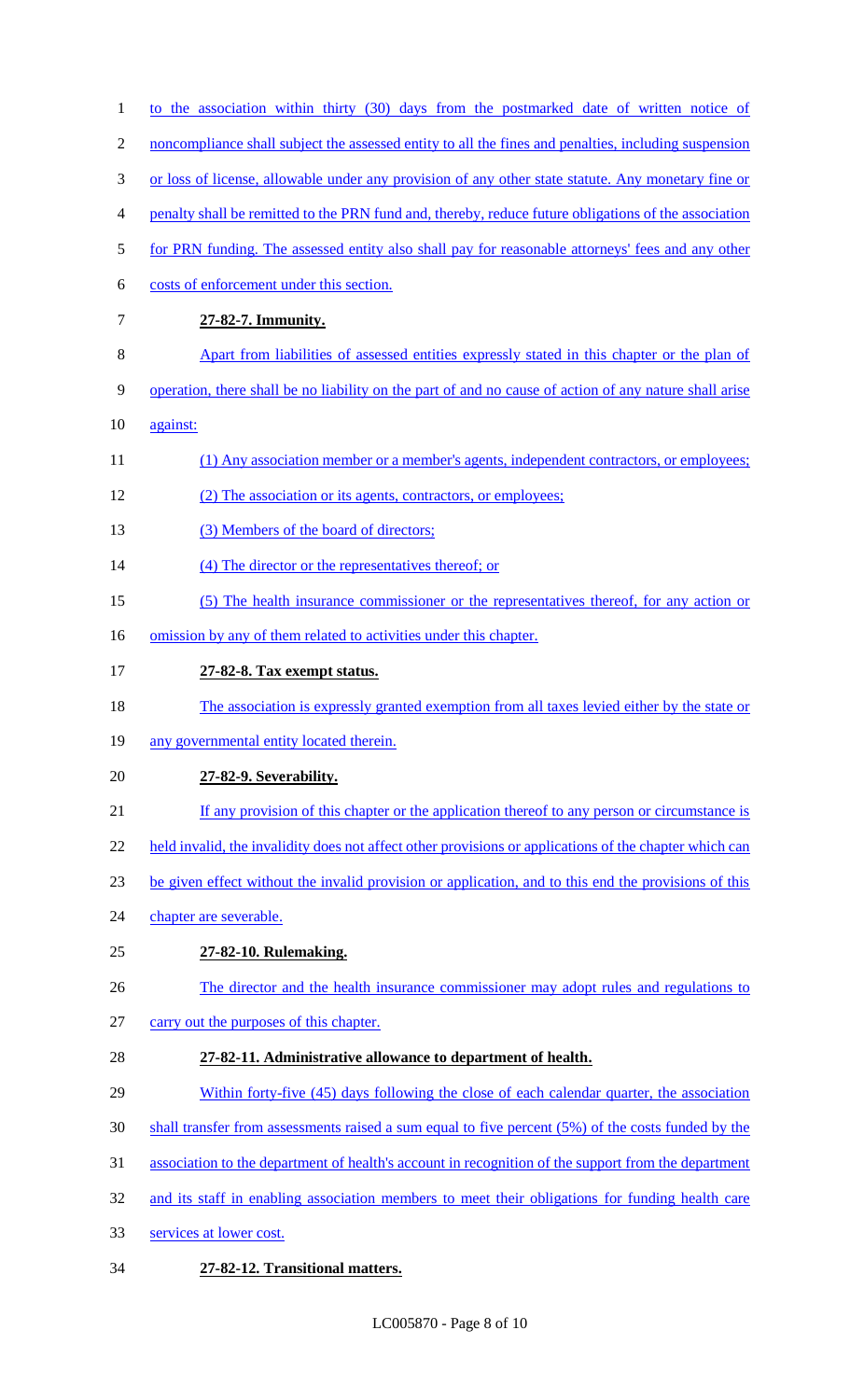to the association within thirty (30) days from the postmarked date of written notice of noncompliance shall subject the assessed entity to all the fines and penalties, including suspension or loss of license, allowable under any provision of any other state statute. Any monetary fine or penalty shall be remitted to the PRN fund and, thereby, reduce future obligations of the association for PRN funding. The assessed entity also shall pay for reasonable attorneys' fees and any other costs of enforcement under this section.

**27-82-7. Immunity.**

Apart from liabilities of assessed entities expressly stated in this chapter or the plan of operation, there shall be no liability on the part of and no cause of action of any nature shall arise against:

(1) Any association member or a member's agents, independent contractors, or employees;

(2) The association or its agents, contractors, or employees;

(3) Members of the board of directors;

(4) The director or the representatives thereof; or

(5) The health insurance commissioner or the representatives thereof, for any action or omission by any of them related to activities under this chapter.

**27-82-8. Tax exempt status.**

The association is expressly granted exemption from all taxes levied either by the state or any governmental entity located therein.

**27-82-9. Severability.**

If any provision of this chapter or the application thereof to any person or circumstance is held invalid, the invalidity does not affect other provisions or applications of the chapter which can be given effect without the invalid provision or application, and to this end the provisions of this chapter are severable.

**27-82-10. Rulemaking.**

The director and the health insurance commissioner may adopt rules and regulations to carry out the purposes of this chapter.

**27-82-11. Administrative allowance to department of health.**

Within forty-five (45) days following the close of each calendar quarter, the association shall transfer from assessments raised a sum equal to five percent (5%) of the costs funded by the association to the department of health's account in recognition of the support from the department and its staff in enabling association members to meet their obligations for funding health care services at lower cost.

**27-82-12. Transitional matters.**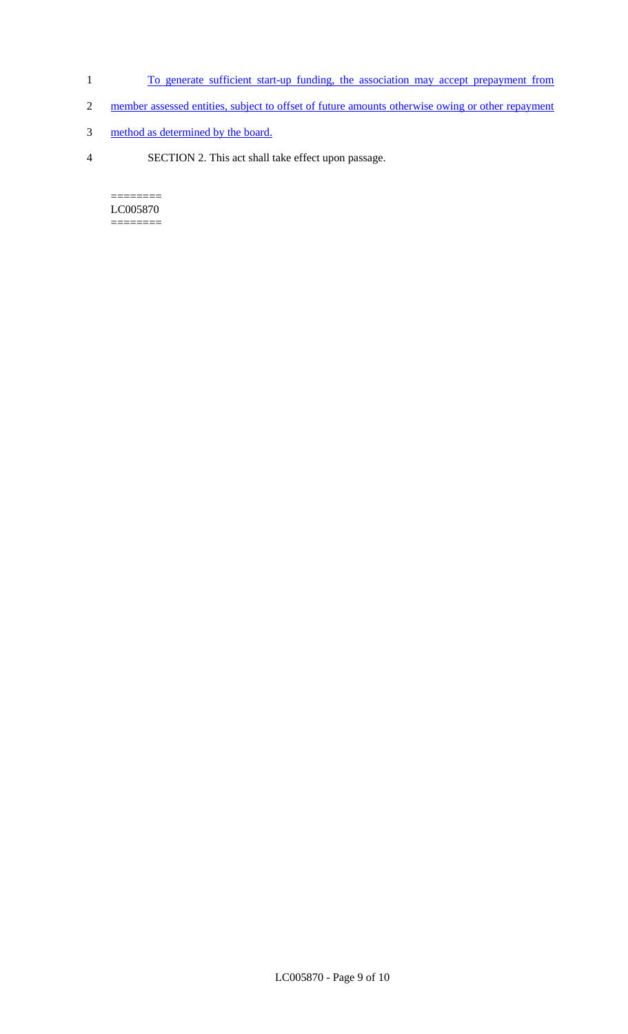To generate sufficient start-up funding, the association may accept prepayment from member assessed entities, subject to offset of future amounts otherwise owing or other repayment method as determined by the board.

SECTION 2. This act shall take effect upon passage.

========
LC005870
========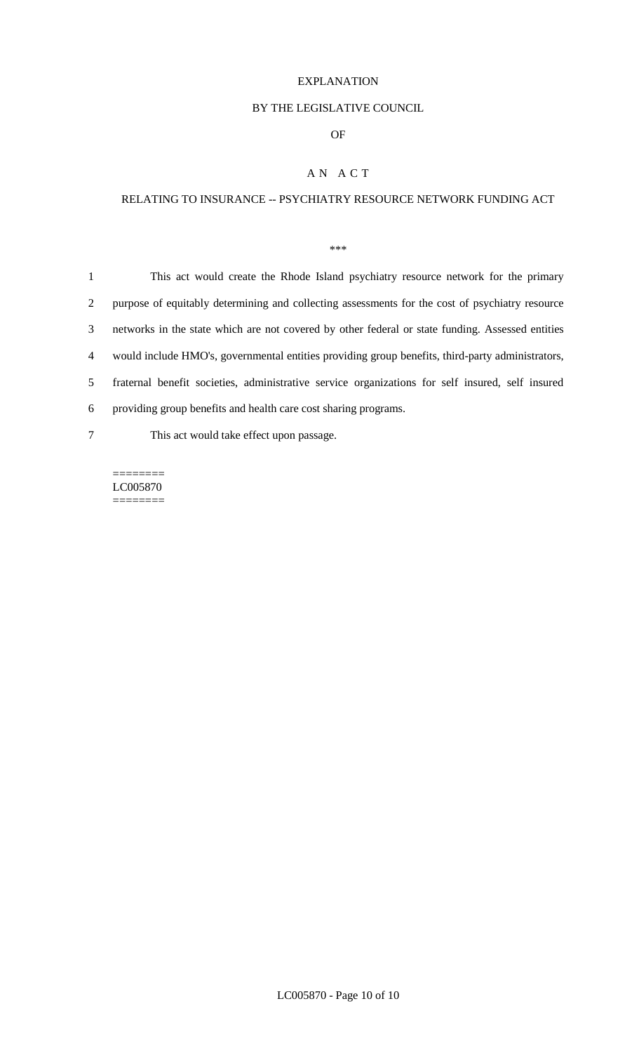EXPLANATION

BY THE LEGISLATIVE COUNCIL

OF

A N A C T

RELATING TO INSURANCE -- PSYCHIATRY RESOURCE NETWORK FUNDING ACT

\*\*\*

This act would create the Rhode Island psychiatry resource network for the primary purpose of equitably determining and collecting assessments for the cost of psychiatry resource networks in the state which are not covered by other federal or state funding. Assessed entities would include HMO's, governmental entities providing group benefits, third-party administrators, fraternal benefit societies, administrative service organizations for self insured, self insured providing group benefits and health care cost sharing programs.

This act would take effect upon passage.

========
LC005870
========